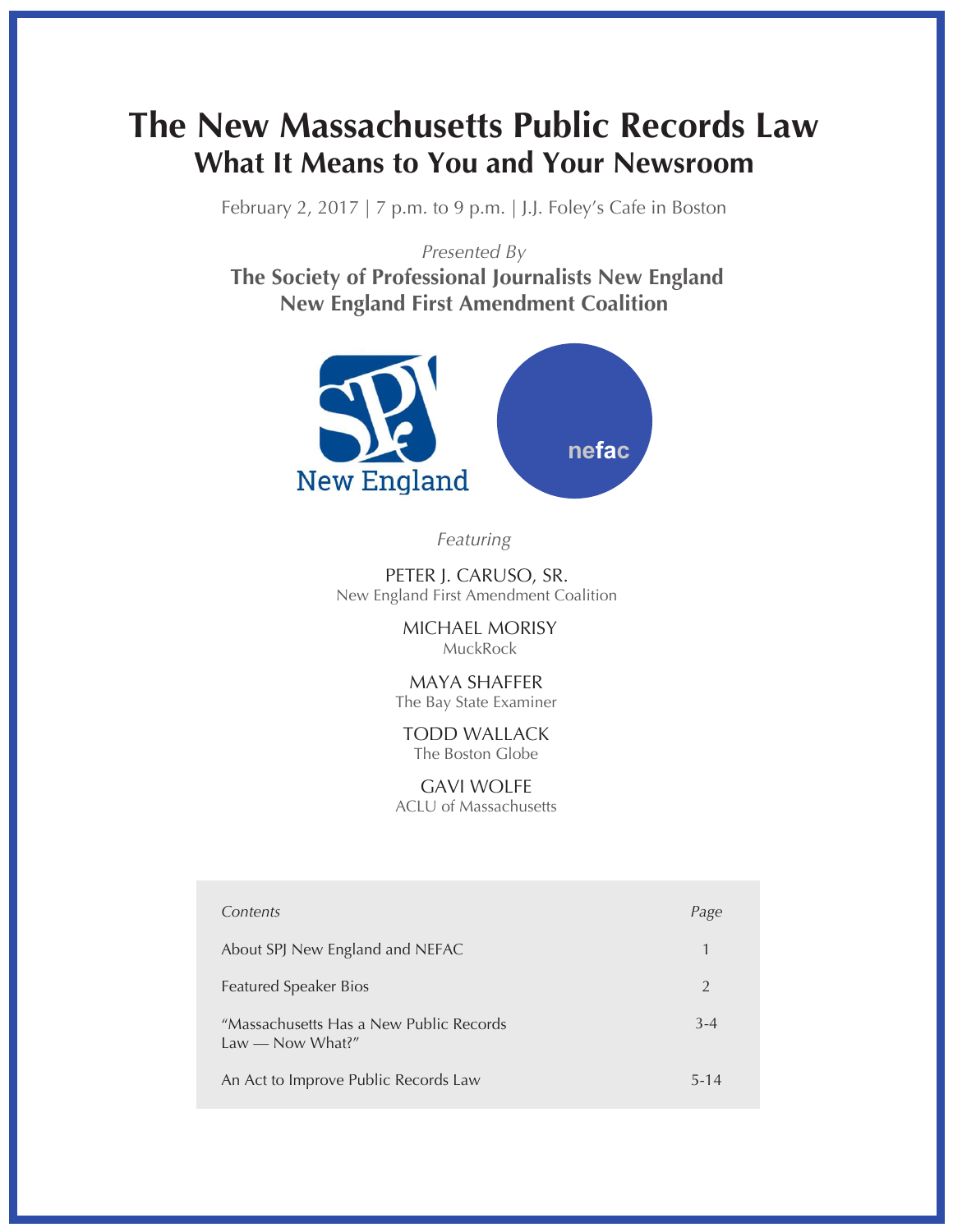# The New Massachusetts Public Records Law

## What It Means to You and Your Newsroom

February 2, 2017 | 7 p.m. to 9 p.m. | J.J. Foley's Cafe in Boston

*Presented By*

**The Society of Professional Journalists New England**
**New England First Amendment Coalition**

New England

nefac

*Featuring*

PETER J. CARUSO, SR.
New England First Amendment Coalition

MICHAEL MORISY
MuckRock

MAYA SHAFFER
The Bay State Examiner

TODD WALLACK
The Boston Globe

GAVI WOLFE
ACLU of Massachusetts

| *Contents* | *Page* |
|---|---|
| About SPJ New England and NEFAC | 1 |
| Featured Speaker Bios | 2 |
| "Massachusetts Has a New Public Records Law — Now What?" | 3-4 |
| An Act to Improve Public Records Law | 5-14 |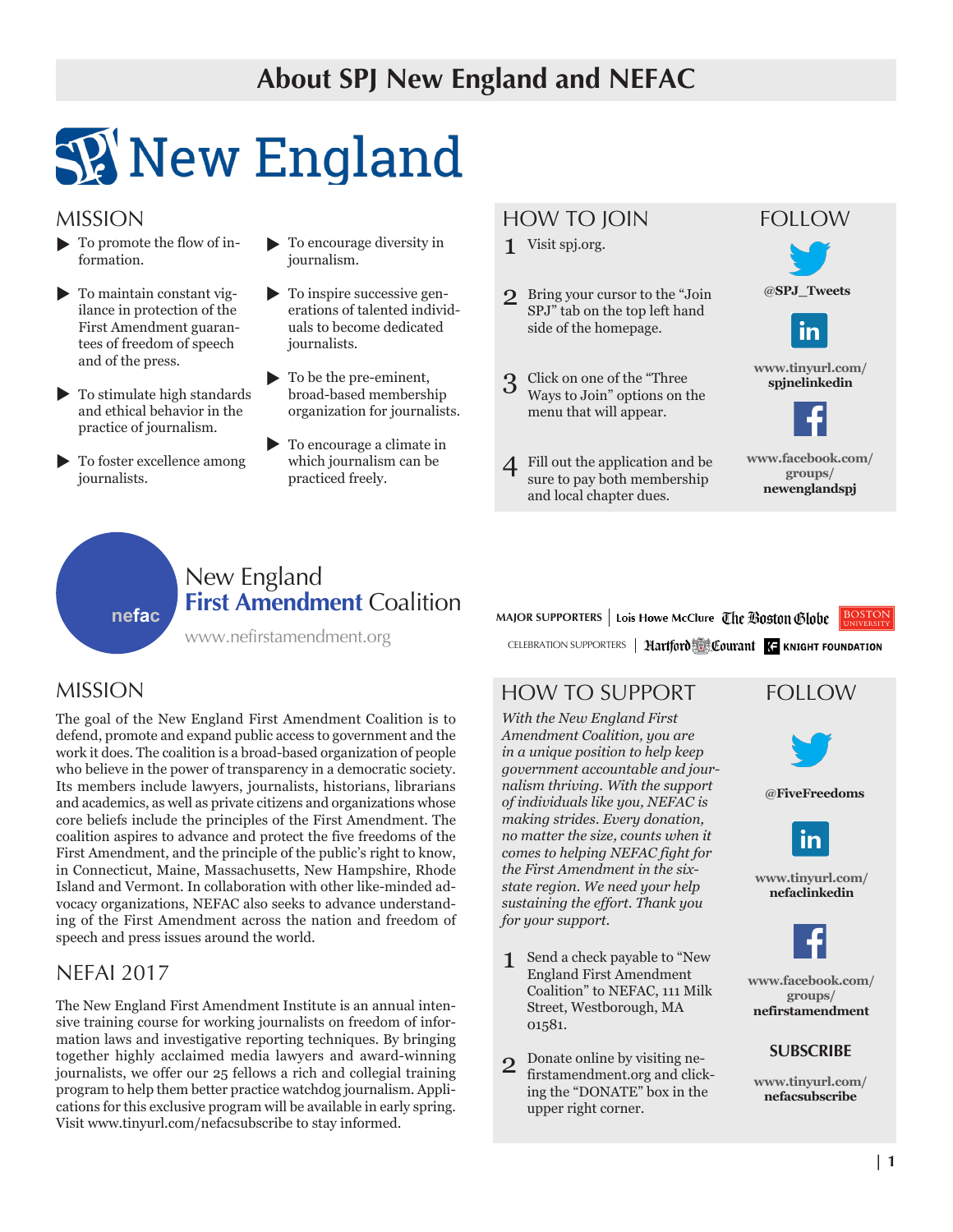# About SPJ New England and NEFAC

## SPJ New England

### MISSION

- To promote the flow of information.
- To maintain constant vigilance in protection of the First Amendment guarantees of freedom of speech and of the press.
- To stimulate high standards and ethical behavior in the practice of journalism.
- To foster excellence among journalists.
- To encourage diversity in journalism.
- To inspire successive generations of talented individuals to become dedicated journalists.
- To be the pre-eminent, broad-based membership organization for journalists.
- To encourage a climate in which journalism can be practiced freely.

### HOW TO JOIN

1. Visit spj.org.
2. Bring your cursor to the "Join SPJ" tab on the top left hand side of the homepage.
3. Click on one of the "Three Ways to Join" options on the menu that will appear.
4. Fill out the application and be sure to pay both membership and local chapter dues.

### FOLLOW

**@SPJ_Tweets**

www.tinyurl.com/ **spjnelinkedin**

www.facebook.com/ groups/ **newenglandspj**

## New England First Amendment Coalition

nefac

www.nefirstamendment.org

MAJOR SUPPORTERS | Lois Howe McClure The Boston Globe BOSTON UNIVERSITY

CELEBRATION SUPPORTERS | Hartford Courant KNIGHT FOUNDATION

### MISSION

The goal of the New England First Amendment Coalition is to defend, promote and expand public access to government and the work it does. The coalition is a broad-based organization of people who believe in the power of transparency in a democratic society. Its members include lawyers, journalists, historians, librarians and academics, as well as private citizens and organizations whose core beliefs include the principles of the First Amendment. The coalition aspires to advance and protect the five freedoms of the First Amendment, and the principle of the public's right to know, in Connecticut, Maine, Massachusetts, New Hampshire, Rhode Island and Vermont. In collaboration with other like-minded advocacy organizations, NEFAC also seeks to advance understanding of the First Amendment across the nation and freedom of speech and press issues around the world.

### NEFAI 2017

The New England First Amendment Institute is an annual intensive training course for working journalists on freedom of information laws and investigative reporting techniques. By bringing together highly acclaimed media lawyers and award-winning journalists, we offer our 25 fellows a rich and collegial training program to help them better practice watchdog journalism. Applications for this exclusive program will be available in early spring. Visit www.tinyurl.com/nefacsubscribe to stay informed.

### HOW TO SUPPORT

*With the New England First Amendment Coalition, you are in a unique position to help keep government accountable and journalism thriving. With the support of individuals like you, NEFAC is making strides. Every donation, no matter the size, counts when it comes to helping NEFAC fight for the First Amendment in the six-state region. We need your help sustaining the effort. Thank you for your support.*

1. Send a check payable to "New England First Amendment Coalition" to NEFAC, 111 Milk Street, Westborough, MA 01581.
2. Donate online by visiting nefirstamendment.org and clicking the "DONATE" box in the upper right corner.

### FOLLOW

**@FiveFreedoms**

www.tinyurl.com/ **nefaclinkedin**

www.facebook.com/ groups/ **nefirstamendment**

**SUBSCRIBE**

www.tinyurl.com/ **nefacsubscribe**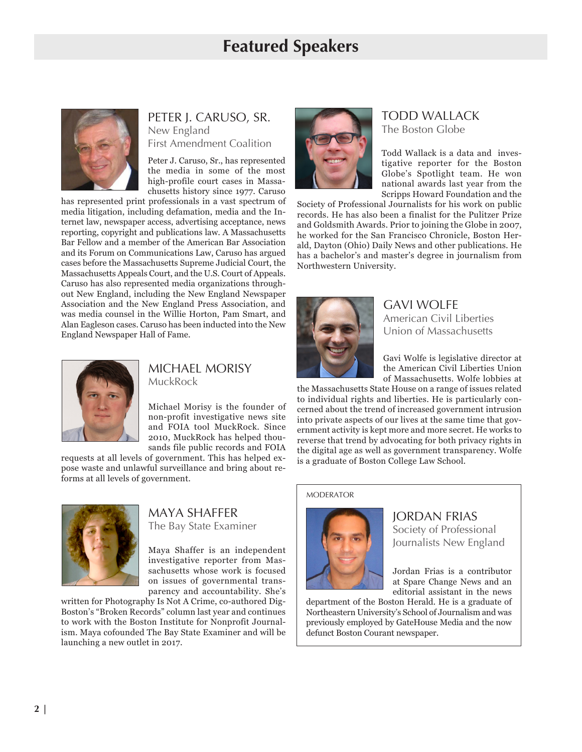# Featured Speakers

## PETER J. CARUSO, SR.

New England First Amendment Coalition

Peter J. Caruso, Sr., has represented the media in some of the most high-profile court cases in Massachusetts history since 1977. Caruso has represented print professionals in a vast spectrum of media litigation, including defamation, media and the Internet law, newspaper access, advertising acceptance, news reporting, copyright and publications law. A Massachusetts Bar Fellow and a member of the American Bar Association and its Forum on Communications Law, Caruso has argued cases before the Massachusetts Supreme Judicial Court, the Massachusetts Appeals Court, and the U.S. Court of Appeals. Caruso has also represented media organizations throughout New England, including the New England Newspaper Association and the New England Press Association, and was media counsel in the Willie Horton, Pam Smart, and Alan Eagleson cases. Caruso has been inducted into the New England Newspaper Hall of Fame.

## MICHAEL MORISY

MuckRock

Michael Morisy is the founder of non-profit investigative news site and FOIA tool MuckRock. Since 2010, MuckRock has helped thousands file public records and FOIA requests at all levels of government. This has helped expose waste and unlawful surveillance and bring about reforms at all levels of government.

## MAYA SHAFFER

The Bay State Examiner

Maya Shaffer is an independent investigative reporter from Massachusetts whose work is focused on issues of governmental transparency and accountability. She's written for Photography Is Not A Crime, co-authored DigBoston's "Broken Records" column last year and continues to work with the Boston Institute for Nonprofit Journalism. Maya cofounded The Bay State Examiner and will be launching a new outlet in 2017.

## TODD WALLACK

The Boston Globe

Todd Wallack is a data and investigative reporter for the Boston Globe's Spotlight team. He won national awards last year from the Scripps Howard Foundation and the Society of Professional Journalists for his work on public records. He has also been a finalist for the Pulitzer Prize and Goldsmith Awards. Prior to joining the Globe in 2007, he worked for the San Francisco Chronicle, Boston Herald, Dayton (Ohio) Daily News and other publications. He has a bachelor's and master's degree in journalism from Northwestern University.

## GAVI WOLFE

American Civil Liberties Union of Massachusetts

Gavi Wolfe is legislative director at the American Civil Liberties Union of Massachusetts. Wolfe lobbies at the Massachusetts State House on a range of issues related to individual rights and liberties. He is particularly concerned about the trend of increased government intrusion into private aspects of our lives at the same time that government activity is kept more and more secret. He works to reverse that trend by advocating for both privacy rights in the digital age as well as government transparency. Wolfe is a graduate of Boston College Law School.

MODERATOR

## JORDAN FRIAS

Society of Professional Journalists New England

Jordan Frias is a contributor at Spare Change News and an editorial assistant in the news department of the Boston Herald. He is a graduate of Northeastern University's School of Journalism and was previously employed by GateHouse Media and the now defunct Boston Courant newspaper.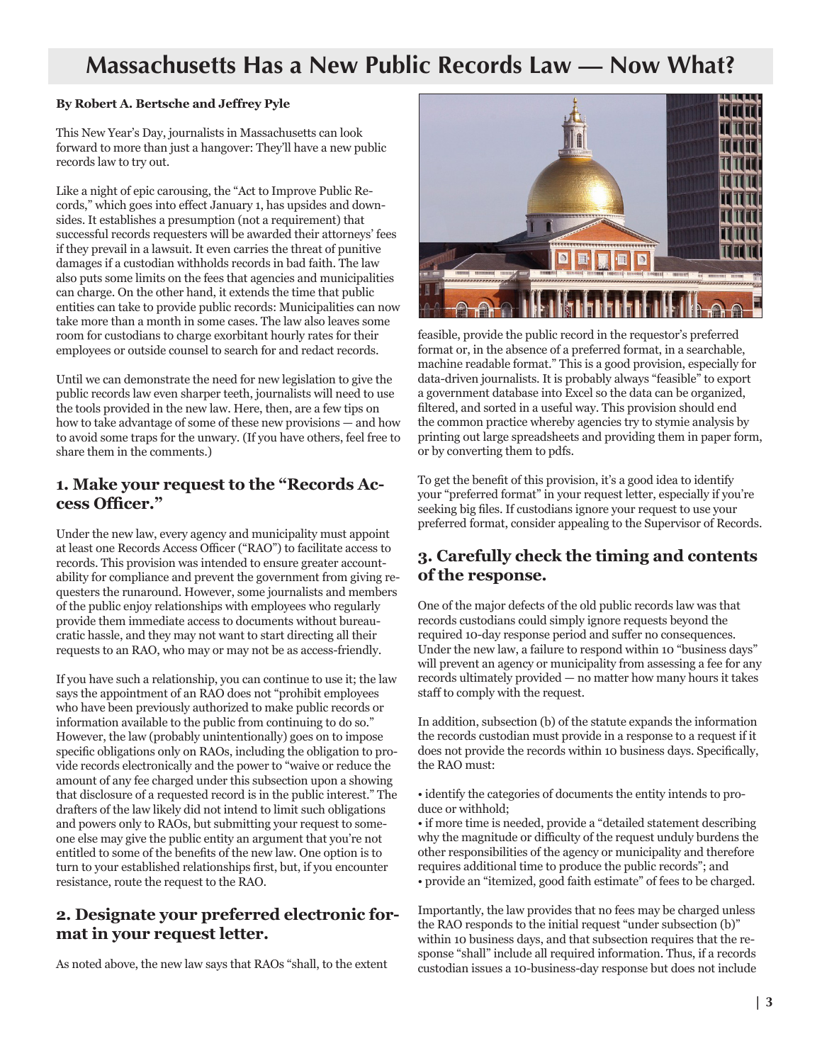# Massachusetts Has a New Public Records Law — Now What?

**By Robert A. Bertsche and Jeffrey Pyle**

This New Year's Day, journalists in Massachusetts can look forward to more than just a hangover: They'll have a new public records law to try out.

Like a night of epic carousing, the "Act to Improve Public Records," which goes into effect January 1, has upsides and downsides. It establishes a presumption (not a requirement) that successful records requesters will be awarded their attorneys' fees if they prevail in a lawsuit. It even carries the threat of punitive damages if a custodian withholds records in bad faith. The law also puts some limits on the fees that agencies and municipalities can charge. On the other hand, it extends the time that public entities can take to provide public records: Municipalities can now take more than a month in some cases. The law also leaves some room for custodians to charge exorbitant hourly rates for their employees or outside counsel to search for and redact records.

Until we can demonstrate the need for new legislation to give the public records law even sharper teeth, journalists will need to use the tools provided in the new law. Here, then, are a few tips on how to take advantage of some of these new provisions — and how to avoid some traps for the unwary. (If you have others, feel free to share them in the comments.)

## 1. Make your request to the "Records Access Officer."

Under the new law, every agency and municipality must appoint at least one Records Access Officer ("RAO") to facilitate access to records. This provision was intended to ensure greater accountability for compliance and prevent the government from giving requesters the runaround. However, some journalists and members of the public enjoy relationships with employees who regularly provide them immediate access to documents without bureaucratic hassle, and they may not want to start directing all their requests to an RAO, who may or may not be as access-friendly.

If you have such a relationship, you can continue to use it; the law says the appointment of an RAO does not "prohibit employees who have been previously authorized to make public records or information available to the public from continuing to do so." However, the law (probably unintentionally) goes on to impose specific obligations only on RAOs, including the obligation to provide records electronically and the power to "waive or reduce the amount of any fee charged under this subsection upon a showing that disclosure of a requested record is in the public interest." The drafters of the law likely did not intend to limit such obligations and powers only to RAOs, but submitting your request to someone else may give the public entity an argument that you're not entitled to some of the benefits of the new law. One option is to turn to your established relationships first, but, if you encounter resistance, route the request to the RAO.

## 2. Designate your preferred electronic format in your request letter.

As noted above, the new law says that RAOs "shall, to the extent feasible, provide the public record in the requestor's preferred format or, in the absence of a preferred format, in a searchable, machine readable format." This is a good provision, especially for data-driven journalists. It is probably always "feasible" to export a government database into Excel so the data can be organized, filtered, and sorted in a useful way. This provision should end the common practice whereby agencies try to stymie analysis by printing out large spreadsheets and providing them in paper form, or by converting them to pdfs.

To get the benefit of this provision, it's a good idea to identify your "preferred format" in your request letter, especially if you're seeking big files. If custodians ignore your request to use your preferred format, consider appealing to the Supervisor of Records.

## 3. Carefully check the timing and contents of the response.

One of the major defects of the old public records law was that records custodians could simply ignore requests beyond the required 10-day response period and suffer no consequences. Under the new law, a failure to respond within 10 "business days" will prevent an agency or municipality from assessing a fee for any records ultimately provided — no matter how many hours it takes staff to comply with the request.

In addition, subsection (b) of the statute expands the information the records custodian must provide in a response to a request if it does not provide the records within 10 business days. Specifically, the RAO must:

- identify the categories of documents the entity intends to produce or withhold;
- if more time is needed, provide a "detailed statement describing why the magnitude or difficulty of the request unduly burdens the other responsibilities of the agency or municipality and therefore requires additional time to produce the public records"; and
- provide an "itemized, good faith estimate" of fees to be charged.

Importantly, the law provides that no fees may be charged unless the RAO responds to the initial request "under subsection (b)" within 10 business days, and that subsection requires that the response "shall" include all required information. Thus, if a records custodian issues a 10-business-day response but does not include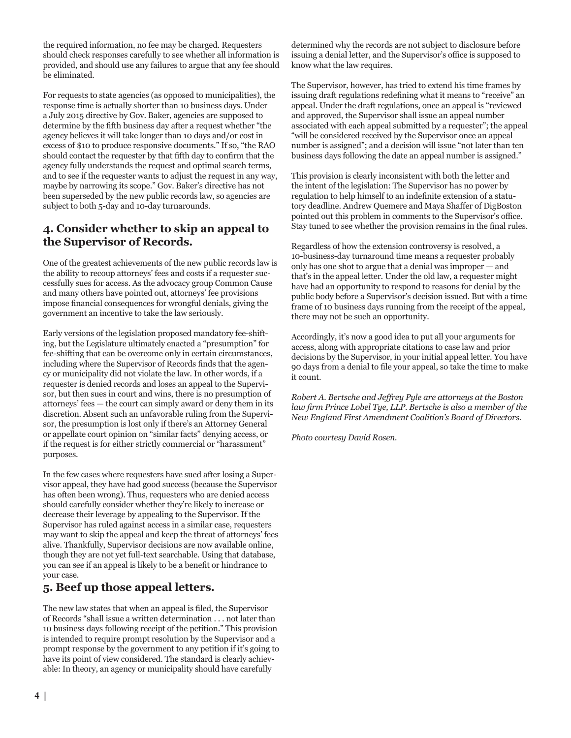the required information, no fee may be charged. Requesters should check responses carefully to see whether all information is provided, and should use any failures to argue that any fee should be eliminated.

For requests to state agencies (as opposed to municipalities), the response time is actually shorter than 10 business days. Under a July 2015 directive by Gov. Baker, agencies are supposed to determine by the fifth business day after a request whether "the agency believes it will take longer than 10 days and/or cost in excess of $10 to produce responsive documents." If so, "the RAO should contact the requester by that fifth day to confirm that the agency fully understands the request and optimal search terms, and to see if the requester wants to adjust the request in any way, maybe by narrowing its scope." Gov. Baker's directive has not been superseded by the new public records law, so agencies are subject to both 5-day and 10-day turnarounds.

## 4. Consider whether to skip an appeal to the Supervisor of Records.

One of the greatest achievements of the new public records law is the ability to recoup attorneys' fees and costs if a requester successfully sues for access. As the advocacy group Common Cause and many others have pointed out, attorneys' fee provisions impose financial consequences for wrongful denials, giving the government an incentive to take the law seriously.

Early versions of the legislation proposed mandatory fee-shifting, but the Legislature ultimately enacted a "presumption" for fee-shifting that can be overcome only in certain circumstances, including where the Supervisor of Records finds that the agency or municipality did not violate the law. In other words, if a requester is denied records and loses an appeal to the Supervisor, but then sues in court and wins, there is no presumption of attorneys' fees — the court can simply award or deny them in its discretion. Absent such an unfavorable ruling from the Supervisor, the presumption is lost only if there's an Attorney General or appellate court opinion on "similar facts" denying access, or if the request is for either strictly commercial or "harassment" purposes.

In the few cases where requesters have sued after losing a Supervisor appeal, they have had good success (because the Supervisor has often been wrong). Thus, requesters who are denied access should carefully consider whether they're likely to increase or decrease their leverage by appealing to the Supervisor. If the Supervisor has ruled against access in a similar case, requesters may want to skip the appeal and keep the threat of attorneys' fees alive. Thankfully, Supervisor decisions are now available online, though they are not yet full-text searchable. Using that database, you can see if an appeal is likely to be a benefit or hindrance to your case.

## 5. Beef up those appeal letters.

The new law states that when an appeal is filed, the Supervisor of Records "shall issue a written determination . . . not later than 10 business days following receipt of the petition." This provision is intended to require prompt resolution by the Supervisor and a prompt response by the government to any petition if it's going to have its point of view considered. The standard is clearly achievable: In theory, an agency or municipality should have carefully determined why the records are not subject to disclosure before issuing a denial letter, and the Supervisor's office is supposed to know what the law requires.

The Supervisor, however, has tried to extend his time frames by issuing draft regulations redefining what it means to "receive" an appeal. Under the draft regulations, once an appeal is "reviewed and approved, the Supervisor shall issue an appeal number associated with each appeal submitted by a requester"; the appeal "will be considered received by the Supervisor once an appeal number is assigned"; and a decision will issue "not later than ten business days following the date an appeal number is assigned."

This provision is clearly inconsistent with both the letter and the intent of the legislation: The Supervisor has no power by regulation to help himself to an indefinite extension of a statutory deadline. Andrew Quemere and Maya Shaffer of DigBoston pointed out this problem in comments to the Supervisor's office. Stay tuned to see whether the provision remains in the final rules.

Regardless of how the extension controversy is resolved, a 10-business-day turnaround time means a requester probably only has one shot to argue that a denial was improper — and that's in the appeal letter. Under the old law, a requester might have had an opportunity to respond to reasons for denial by the public body before a Supervisor's decision issued. But with a time frame of 10 business days running from the receipt of the appeal, there may not be such an opportunity.

Accordingly, it's now a good idea to put all your arguments for access, along with appropriate citations to case law and prior decisions by the Supervisor, in your initial appeal letter. You have 90 days from a denial to file your appeal, so take the time to make it count.

*Robert A. Bertsche and Jeffrey Pyle are attorneys at the Boston law firm Prince Lobel Tye, LLP. Bertsche is also a member of the New England First Amendment Coalition's Board of Directors.*

*Photo courtesy David Rosen.*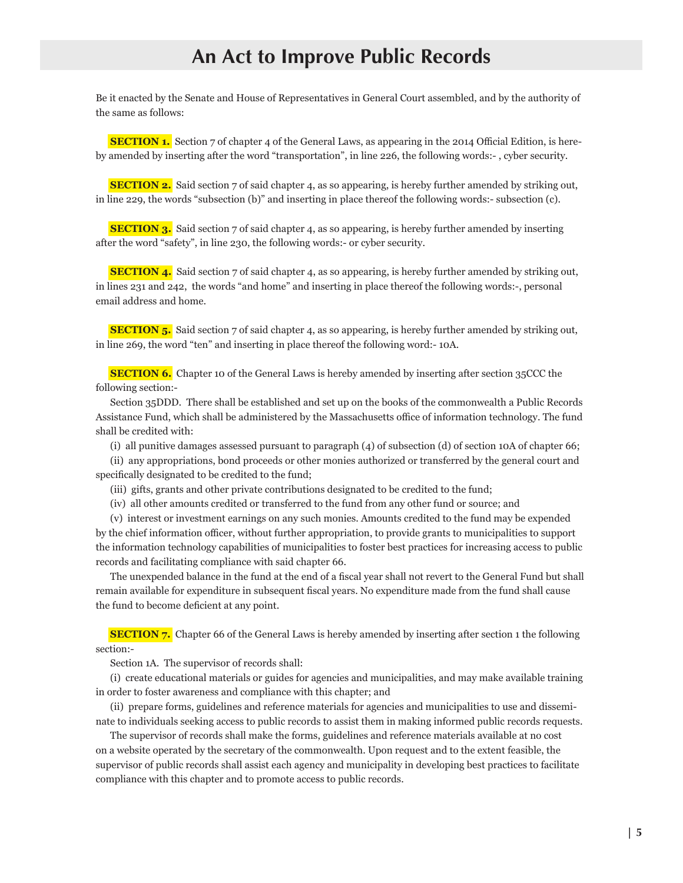# An Act to Improve Public Records

Be it enacted by the Senate and House of Representatives in General Court assembled, and by the authority of the same as follows:

**SECTION 1.** Section 7 of chapter 4 of the General Laws, as appearing in the 2014 Official Edition, is hereby amended by inserting after the word "transportation", in line 226, the following words:- , cyber security.

**SECTION 2.** Said section 7 of said chapter 4, as so appearing, is hereby further amended by striking out, in line 229, the words "subsection (b)" and inserting in place thereof the following words:- subsection (c).

**SECTION 3.** Said section 7 of said chapter 4, as so appearing, is hereby further amended by inserting after the word "safety", in line 230, the following words:- or cyber security.

**SECTION 4.** Said section 7 of said chapter 4, as so appearing, is hereby further amended by striking out, in lines 231 and 242, the words "and home" and inserting in place thereof the following words:-, personal email address and home.

**SECTION 5.** Said section 7 of said chapter 4, as so appearing, is hereby further amended by striking out, in line 269, the word "ten" and inserting in place thereof the following word:- 10A.

**SECTION 6.** Chapter 10 of the General Laws is hereby amended by inserting after section 35CCC the following section:-

Section 35DDD. There shall be established and set up on the books of the commonwealth a Public Records Assistance Fund, which shall be administered by the Massachusetts office of information technology. The fund shall be credited with:

(i) all punitive damages assessed pursuant to paragraph (4) of subsection (d) of section 10A of chapter 66;

(ii) any appropriations, bond proceeds or other monies authorized or transferred by the general court and specifically designated to be credited to the fund;

(iii) gifts, grants and other private contributions designated to be credited to the fund;

(iv) all other amounts credited or transferred to the fund from any other fund or source; and

(v) interest or investment earnings on any such monies. Amounts credited to the fund may be expended by the chief information officer, without further appropriation, to provide grants to municipalities to support the information technology capabilities of municipalities to foster best practices for increasing access to public records and facilitating compliance with said chapter 66.

The unexpended balance in the fund at the end of a fiscal year shall not revert to the General Fund but shall remain available for expenditure in subsequent fiscal years. No expenditure made from the fund shall cause the fund to become deficient at any point.

**SECTION 7.** Chapter 66 of the General Laws is hereby amended by inserting after section 1 the following section:-

Section 1A. The supervisor of records shall:

(i) create educational materials or guides for agencies and municipalities, and may make available training in order to foster awareness and compliance with this chapter; and

(ii) prepare forms, guidelines and reference materials for agencies and municipalities to use and disseminate to individuals seeking access to public records to assist them in making informed public records requests.

The supervisor of records shall make the forms, guidelines and reference materials available at no cost on a website operated by the secretary of the commonwealth. Upon request and to the extent feasible, the supervisor of public records shall assist each agency and municipality in developing best practices to facilitate compliance with this chapter and to promote access to public records.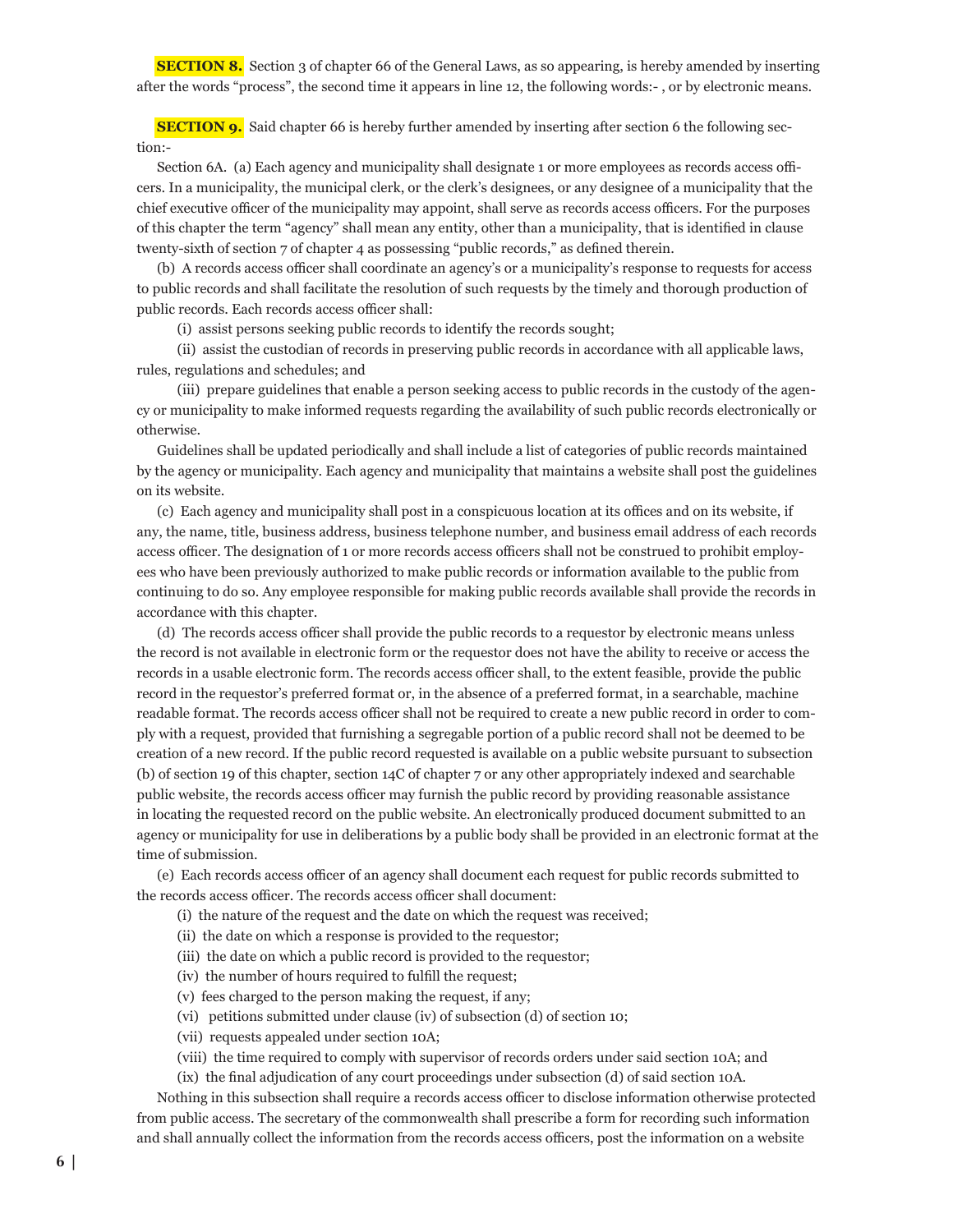**SECTION 8.** Section 3 of chapter 66 of the General Laws, as so appearing, is hereby amended by inserting after the words "process", the second time it appears in line 12, the following words:- , or by electronic means.

**SECTION 9.** Said chapter 66 is hereby further amended by inserting after section 6 the following section:-

Section 6A. (a) Each agency and municipality shall designate 1 or more employees as records access officers. In a municipality, the municipal clerk, or the clerk's designees, or any designee of a municipality that the chief executive officer of the municipality may appoint, shall serve as records access officers. For the purposes of this chapter the term "agency" shall mean any entity, other than a municipality, that is identified in clause twenty-sixth of section 7 of chapter 4 as possessing "public records," as defined therein.

(b) A records access officer shall coordinate an agency's or a municipality's response to requests for access to public records and shall facilitate the resolution of such requests by the timely and thorough production of public records. Each records access officer shall:

(i) assist persons seeking public records to identify the records sought;

(ii) assist the custodian of records in preserving public records in accordance with all applicable laws, rules, regulations and schedules; and

(iii) prepare guidelines that enable a person seeking access to public records in the custody of the agency or municipality to make informed requests regarding the availability of such public records electronically or otherwise.

Guidelines shall be updated periodically and shall include a list of categories of public records maintained by the agency or municipality. Each agency and municipality that maintains a website shall post the guidelines on its website.

(c) Each agency and municipality shall post in a conspicuous location at its offices and on its website, if any, the name, title, business address, business telephone number, and business email address of each records access officer. The designation of 1 or more records access officers shall not be construed to prohibit employees who have been previously authorized to make public records or information available to the public from continuing to do so. Any employee responsible for making public records available shall provide the records in accordance with this chapter.

(d) The records access officer shall provide the public records to a requestor by electronic means unless the record is not available in electronic form or the requestor does not have the ability to receive or access the records in a usable electronic form. The records access officer shall, to the extent feasible, provide the public record in the requestor's preferred format or, in the absence of a preferred format, in a searchable, machine readable format. The records access officer shall not be required to create a new public record in order to comply with a request, provided that furnishing a segregable portion of a public record shall not be deemed to be creation of a new record. If the public record requested is available on a public website pursuant to subsection (b) of section 19 of this chapter, section 14C of chapter 7 or any other appropriately indexed and searchable public website, the records access officer may furnish the public record by providing reasonable assistance in locating the requested record on the public website. An electronically produced document submitted to an agency or municipality for use in deliberations by a public body shall be provided in an electronic format at the time of submission.

(e) Each records access officer of an agency shall document each request for public records submitted to the records access officer. The records access officer shall document:

(i) the nature of the request and the date on which the request was received;

(ii) the date on which a response is provided to the requestor;

(iii) the date on which a public record is provided to the requestor;

(iv) the number of hours required to fulfill the request;

(v) fees charged to the person making the request, if any;

(vi) petitions submitted under clause (iv) of subsection (d) of section 10;

(vii) requests appealed under section 10A;

(viii) the time required to comply with supervisor of records orders under said section 10A; and

(ix) the final adjudication of any court proceedings under subsection (d) of said section 10A.

Nothing in this subsection shall require a records access officer to disclose information otherwise protected from public access. The secretary of the commonwealth shall prescribe a form for recording such information and shall annually collect the information from the records access officers, post the information on a website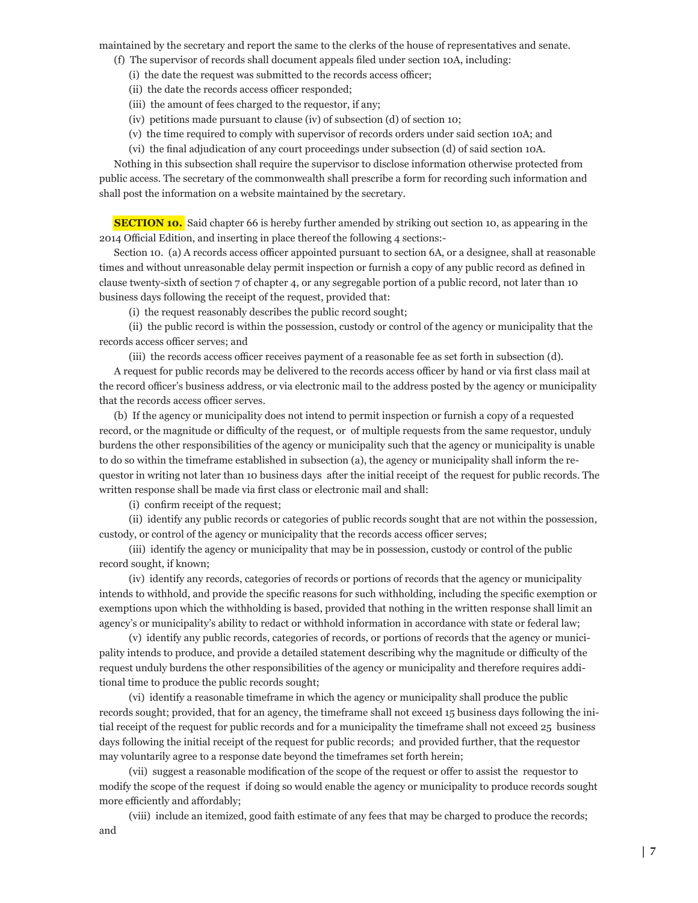maintained by the secretary and report the same to the clerks of the house of representatives and senate.

(f) The supervisor of records shall document appeals filed under section 10A, including:

(i) the date the request was submitted to the records access officer;

(ii) the date the records access officer responded;

(iii) the amount of fees charged to the requestor, if any;

(iv) petitions made pursuant to clause (iv) of subsection (d) of section 10;

(v) the time required to comply with supervisor of records orders under said section 10A; and

(vi) the final adjudication of any court proceedings under subsection (d) of said section 10A.

Nothing in this subsection shall require the supervisor to disclose information otherwise protected from public access. The secretary of the commonwealth shall prescribe a form for recording such information and shall post the information on a website maintained by the secretary.

**SECTION 10.** Said chapter 66 is hereby further amended by striking out section 10, as appearing in the 2014 Official Edition, and inserting in place thereof the following 4 sections:-

Section 10. (a) A records access officer appointed pursuant to section 6A, or a designee, shall at reasonable times and without unreasonable delay permit inspection or furnish a copy of any public record as defined in clause twenty-sixth of section 7 of chapter 4, or any segregable portion of a public record, not later than 10 business days following the receipt of the request, provided that:

(i) the request reasonably describes the public record sought;

(ii) the public record is within the possession, custody or control of the agency or municipality that the records access officer serves; and

(iii) the records access officer receives payment of a reasonable fee as set forth in subsection (d).

A request for public records may be delivered to the records access officer by hand or via first class mail at the record officer's business address, or via electronic mail to the address posted by the agency or municipality that the records access officer serves.

(b) If the agency or municipality does not intend to permit inspection or furnish a copy of a requested record, or the magnitude or difficulty of the request, or of multiple requests from the same requestor, unduly burdens the other responsibilities of the agency or municipality such that the agency or municipality is unable to do so within the timeframe established in subsection (a), the agency or municipality shall inform the requestor in writing not later than 10 business days after the initial receipt of the request for public records. The written response shall be made via first class or electronic mail and shall:

(i) confirm receipt of the request;

(ii) identify any public records or categories of public records sought that are not within the possession, custody, or control of the agency or municipality that the records access officer serves;

(iii) identify the agency or municipality that may be in possession, custody or control of the public record sought, if known;

(iv) identify any records, categories of records or portions of records that the agency or municipality intends to withhold, and provide the specific reasons for such withholding, including the specific exemption or exemptions upon which the withholding is based, provided that nothing in the written response shall limit an agency's or municipality's ability to redact or withhold information in accordance with state or federal law;

(v) identify any public records, categories of records, or portions of records that the agency or municipality intends to produce, and provide a detailed statement describing why the magnitude or difficulty of the request unduly burdens the other responsibilities of the agency or municipality and therefore requires additional time to produce the public records sought;

(vi) identify a reasonable timeframe in which the agency or municipality shall produce the public records sought; provided, that for an agency, the timeframe shall not exceed 15 business days following the initial receipt of the request for public records and for a municipality the timeframe shall not exceed 25 business days following the initial receipt of the request for public records; and provided further, that the requestor may voluntarily agree to a response date beyond the timeframes set forth herein;

(vii) suggest a reasonable modification of the scope of the request or offer to assist the requestor to modify the scope of the request if doing so would enable the agency or municipality to produce records sought more efficiently and affordably;

(viii) include an itemized, good faith estimate of any fees that may be charged to produce the records; and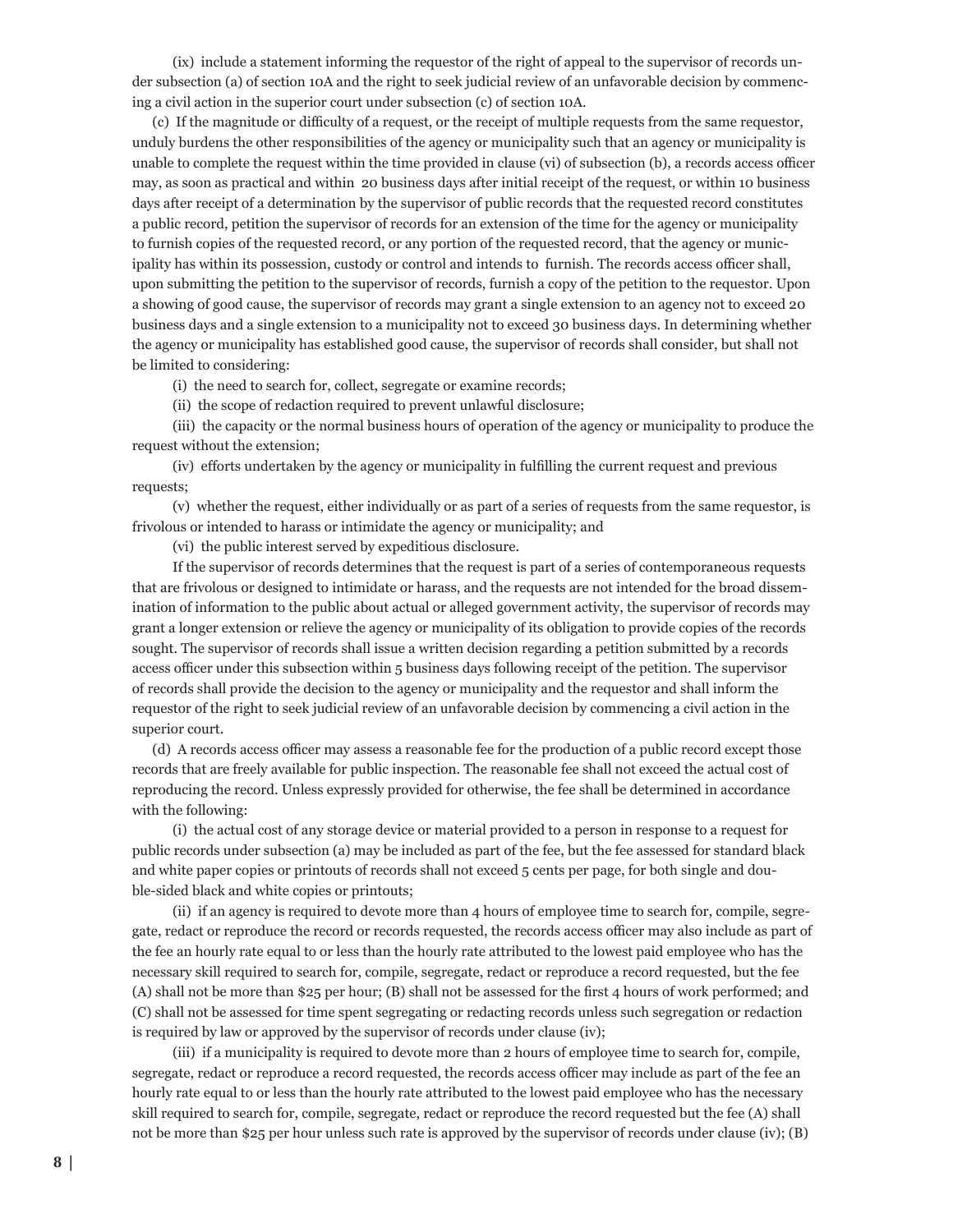(ix) include a statement informing the requestor of the right of appeal to the supervisor of records under subsection (a) of section 10A and the right to seek judicial review of an unfavorable decision by commencing a civil action in the superior court under subsection (c) of section 10A.

(c) If the magnitude or difficulty of a request, or the receipt of multiple requests from the same requestor, unduly burdens the other responsibilities of the agency or municipality such that an agency or municipality is unable to complete the request within the time provided in clause (vi) of subsection (b), a records access officer may, as soon as practical and within 20 business days after initial receipt of the request, or within 10 business days after receipt of a determination by the supervisor of public records that the requested record constitutes a public record, petition the supervisor of records for an extension of the time for the agency or municipality to furnish copies of the requested record, or any portion of the requested record, that the agency or municipality has within its possession, custody or control and intends to furnish. The records access officer shall, upon submitting the petition to the supervisor of records, furnish a copy of the petition to the requestor. Upon a showing of good cause, the supervisor of records may grant a single extension to an agency not to exceed 20 business days and a single extension to a municipality not to exceed 30 business days. In determining whether the agency or municipality has established good cause, the supervisor of records shall consider, but shall not be limited to considering:

(i) the need to search for, collect, segregate or examine records;

(ii) the scope of redaction required to prevent unlawful disclosure;

(iii) the capacity or the normal business hours of operation of the agency or municipality to produce the request without the extension;

(iv) efforts undertaken by the agency or municipality in fulfilling the current request and previous requests;

(v) whether the request, either individually or as part of a series of requests from the same requestor, is frivolous or intended to harass or intimidate the agency or municipality; and

(vi) the public interest served by expeditious disclosure.

If the supervisor of records determines that the request is part of a series of contemporaneous requests that are frivolous or designed to intimidate or harass, and the requests are not intended for the broad dissemination of information to the public about actual or alleged government activity, the supervisor of records may grant a longer extension or relieve the agency or municipality of its obligation to provide copies of the records sought. The supervisor of records shall issue a written decision regarding a petition submitted by a records access officer under this subsection within 5 business days following receipt of the petition. The supervisor of records shall provide the decision to the agency or municipality and the requestor and shall inform the requestor of the right to seek judicial review of an unfavorable decision by commencing a civil action in the superior court.

(d) A records access officer may assess a reasonable fee for the production of a public record except those records that are freely available for public inspection. The reasonable fee shall not exceed the actual cost of reproducing the record. Unless expressly provided for otherwise, the fee shall be determined in accordance with the following:

(i) the actual cost of any storage device or material provided to a person in response to a request for public records under subsection (a) may be included as part of the fee, but the fee assessed for standard black and white paper copies or printouts of records shall not exceed 5 cents per page, for both single and double-sided black and white copies or printouts;

(ii) if an agency is required to devote more than 4 hours of employee time to search for, compile, segregate, redact or reproduce the record or records requested, the records access officer may also include as part of the fee an hourly rate equal to or less than the hourly rate attributed to the lowest paid employee who has the necessary skill required to search for, compile, segregate, redact or reproduce a record requested, but the fee (A) shall not be more than $25 per hour; (B) shall not be assessed for the first 4 hours of work performed; and (C) shall not be assessed for time spent segregating or redacting records unless such segregation or redaction is required by law or approved by the supervisor of records under clause (iv);

(iii) if a municipality is required to devote more than 2 hours of employee time to search for, compile, segregate, redact or reproduce a record requested, the records access officer may include as part of the fee an hourly rate equal to or less than the hourly rate attributed to the lowest paid employee who has the necessary skill required to search for, compile, segregate, redact or reproduce the record requested but the fee (A) shall not be more than $25 per hour unless such rate is approved by the supervisor of records under clause (iv); (B)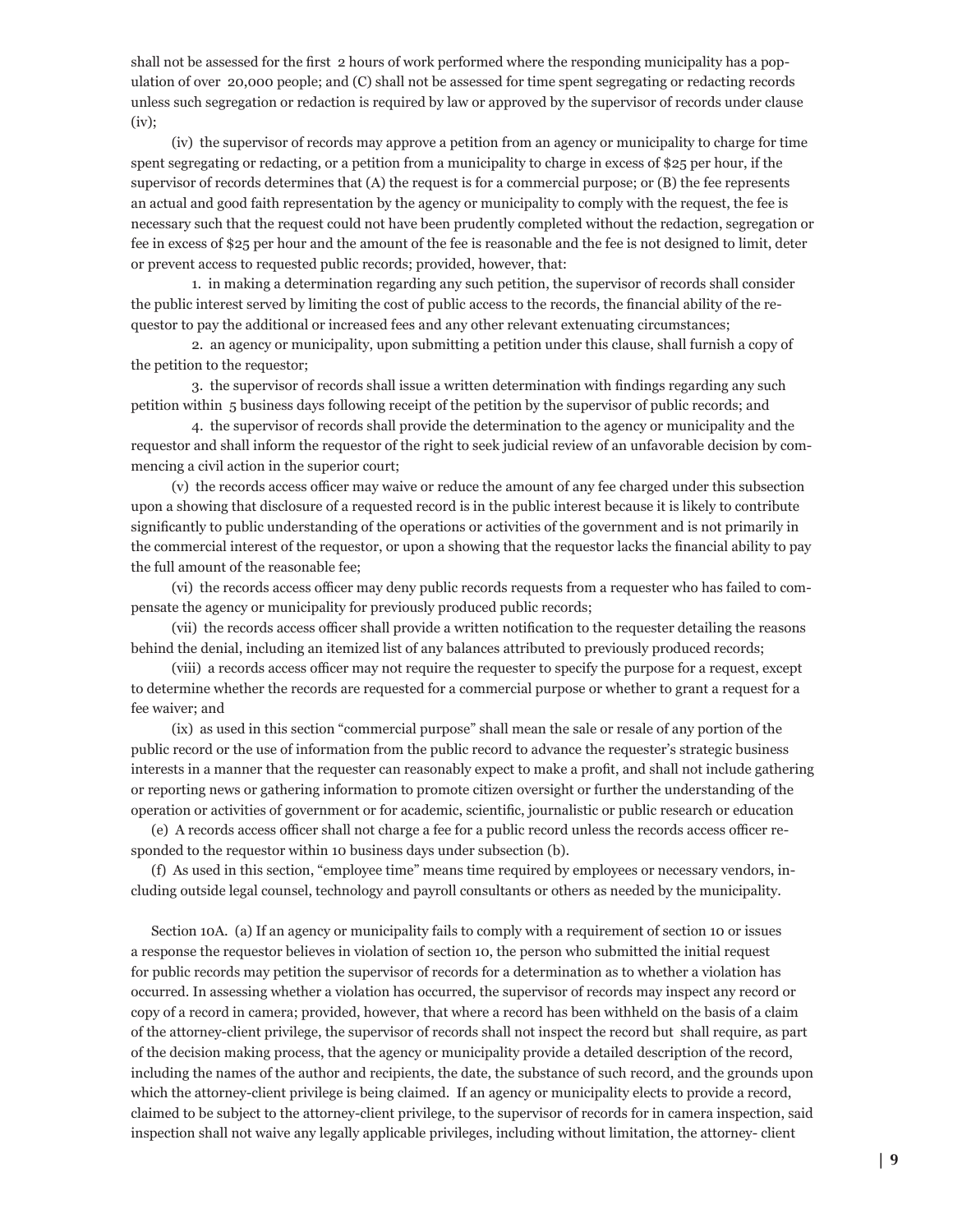shall not be assessed for the first 2 hours of work performed where the responding municipality has a population of over 20,000 people; and (C) shall not be assessed for time spent segregating or redacting records unless such segregation or redaction is required by law or approved by the supervisor of records under clause (iv);

(iv) the supervisor of records may approve a petition from an agency or municipality to charge for time spent segregating or redacting, or a petition from a municipality to charge in excess of $25 per hour, if the supervisor of records determines that (A) the request is for a commercial purpose; or (B) the fee represents an actual and good faith representation by the agency or municipality to comply with the request, the fee is necessary such that the request could not have been prudently completed without the redaction, segregation or fee in excess of $25 per hour and the amount of the fee is reasonable and the fee is not designed to limit, deter or prevent access to requested public records; provided, however, that:

1. in making a determination regarding any such petition, the supervisor of records shall consider the public interest served by limiting the cost of public access to the records, the financial ability of the requestor to pay the additional or increased fees and any other relevant extenuating circumstances;

2. an agency or municipality, upon submitting a petition under this clause, shall furnish a copy of the petition to the requestor;

3. the supervisor of records shall issue a written determination with findings regarding any such petition within 5 business days following receipt of the petition by the supervisor of public records; and

4. the supervisor of records shall provide the determination to the agency or municipality and the requestor and shall inform the requestor of the right to seek judicial review of an unfavorable decision by commencing a civil action in the superior court;

(v) the records access officer may waive or reduce the amount of any fee charged under this subsection upon a showing that disclosure of a requested record is in the public interest because it is likely to contribute significantly to public understanding of the operations or activities of the government and is not primarily in the commercial interest of the requestor, or upon a showing that the requestor lacks the financial ability to pay the full amount of the reasonable fee;

(vi) the records access officer may deny public records requests from a requester who has failed to compensate the agency or municipality for previously produced public records;

(vii) the records access officer shall provide a written notification to the requester detailing the reasons behind the denial, including an itemized list of any balances attributed to previously produced records;

(viii) a records access officer may not require the requester to specify the purpose for a request, except to determine whether the records are requested for a commercial purpose or whether to grant a request for a fee waiver; and

(ix) as used in this section "commercial purpose" shall mean the sale or resale of any portion of the public record or the use of information from the public record to advance the requester's strategic business interests in a manner that the requester can reasonably expect to make a profit, and shall not include gathering or reporting news or gathering information to promote citizen oversight or further the understanding of the operation or activities of government or for academic, scientific, journalistic or public research or education

(e) A records access officer shall not charge a fee for a public record unless the records access officer responded to the requestor within 10 business days under subsection (b).

(f) As used in this section, "employee time" means time required by employees or necessary vendors, including outside legal counsel, technology and payroll consultants or others as needed by the municipality.

Section 10A. (a) If an agency or municipality fails to comply with a requirement of section 10 or issues a response the requestor believes in violation of section 10, the person who submitted the initial request for public records may petition the supervisor of records for a determination as to whether a violation has occurred. In assessing whether a violation has occurred, the supervisor of records may inspect any record or copy of a record in camera; provided, however, that where a record has been withheld on the basis of a claim of the attorney-client privilege, the supervisor of records shall not inspect the record but shall require, as part of the decision making process, that the agency or municipality provide a detailed description of the record, including the names of the author and recipients, the date, the substance of such record, and the grounds upon which the attorney-client privilege is being claimed. If an agency or municipality elects to provide a record, claimed to be subject to the attorney-client privilege, to the supervisor of records for in camera inspection, said inspection shall not waive any legally applicable privileges, including without limitation, the attorney- client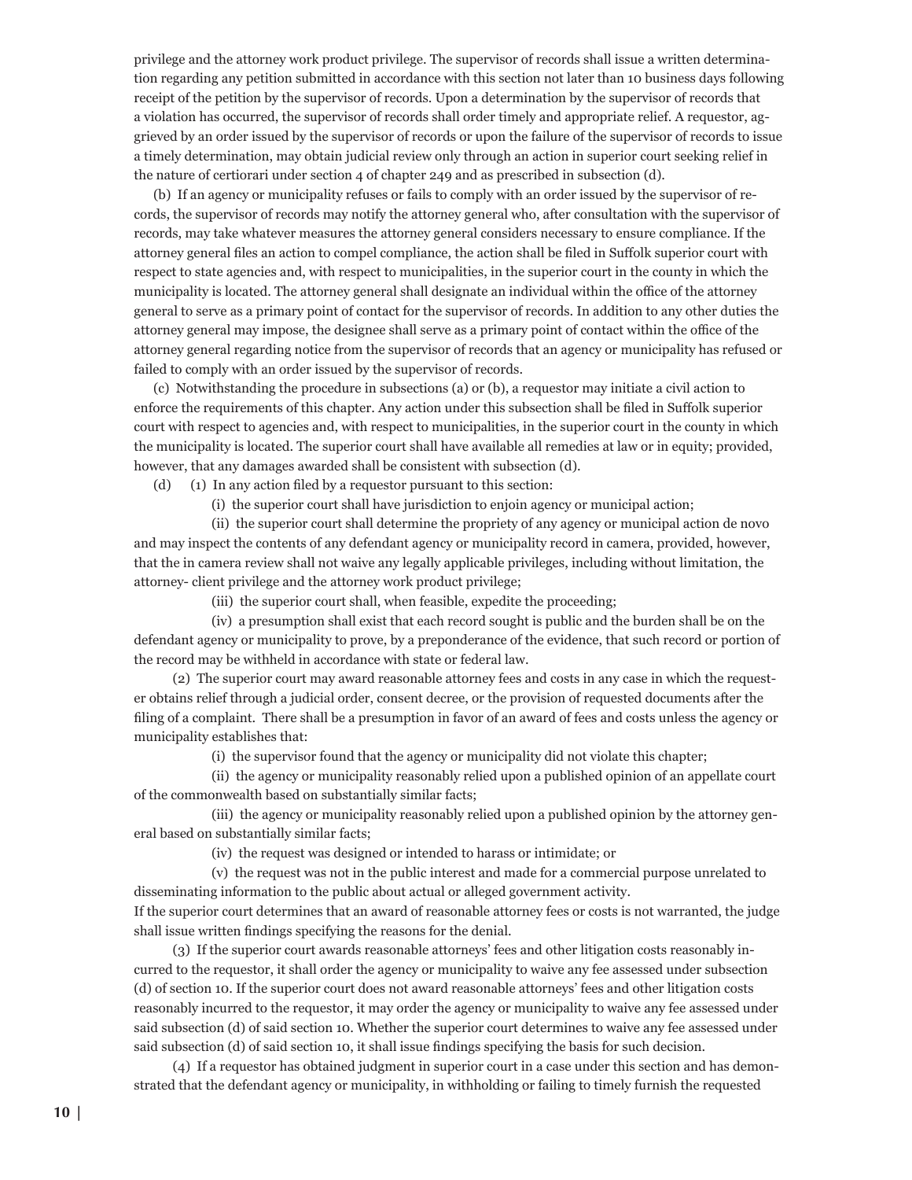privilege and the attorney work product privilege. The supervisor of records shall issue a written determination regarding any petition submitted in accordance with this section not later than 10 business days following receipt of the petition by the supervisor of records. Upon a determination by the supervisor of records that a violation has occurred, the supervisor of records shall order timely and appropriate relief. A requestor, aggrieved by an order issued by the supervisor of records or upon the failure of the supervisor of records to issue a timely determination, may obtain judicial review only through an action in superior court seeking relief in the nature of certiorari under section 4 of chapter 249 and as prescribed in subsection (d).

(b) If an agency or municipality refuses or fails to comply with an order issued by the supervisor of records, the supervisor of records may notify the attorney general who, after consultation with the supervisor of records, may take whatever measures the attorney general considers necessary to ensure compliance. If the attorney general files an action to compel compliance, the action shall be filed in Suffolk superior court with respect to state agencies and, with respect to municipalities, in the superior court in the county in which the municipality is located. The attorney general shall designate an individual within the office of the attorney general to serve as a primary point of contact for the supervisor of records. In addition to any other duties the attorney general may impose, the designee shall serve as a primary point of contact within the office of the attorney general regarding notice from the supervisor of records that an agency or municipality has refused or failed to comply with an order issued by the supervisor of records.

(c) Notwithstanding the procedure in subsections (a) or (b), a requestor may initiate a civil action to enforce the requirements of this chapter. Any action under this subsection shall be filed in Suffolk superior court with respect to agencies and, with respect to municipalities, in the superior court in the county in which the municipality is located. The superior court shall have available all remedies at law or in equity; provided, however, that any damages awarded shall be consistent with subsection (d).

(d) (1) In any action filed by a requestor pursuant to this section:

(i) the superior court shall have jurisdiction to enjoin agency or municipal action;

(ii) the superior court shall determine the propriety of any agency or municipal action de novo and may inspect the contents of any defendant agency or municipality record in camera, provided, however, that the in camera review shall not waive any legally applicable privileges, including without limitation, the attorney- client privilege and the attorney work product privilege;

(iii) the superior court shall, when feasible, expedite the proceeding;

(iv) a presumption shall exist that each record sought is public and the burden shall be on the defendant agency or municipality to prove, by a preponderance of the evidence, that such record or portion of the record may be withheld in accordance with state or federal law.

(2) The superior court may award reasonable attorney fees and costs in any case in which the requester obtains relief through a judicial order, consent decree, or the provision of requested documents after the filing of a complaint. There shall be a presumption in favor of an award of fees and costs unless the agency or municipality establishes that:

(i) the supervisor found that the agency or municipality did not violate this chapter;

(ii) the agency or municipality reasonably relied upon a published opinion of an appellate court of the commonwealth based on substantially similar facts;

(iii) the agency or municipality reasonably relied upon a published opinion by the attorney general based on substantially similar facts;

(iv) the request was designed or intended to harass or intimidate; or

(v) the request was not in the public interest and made for a commercial purpose unrelated to disseminating information to the public about actual or alleged government activity.

If the superior court determines that an award of reasonable attorney fees or costs is not warranted, the judge shall issue written findings specifying the reasons for the denial.

(3) If the superior court awards reasonable attorneys' fees and other litigation costs reasonably incurred to the requestor, it shall order the agency or municipality to waive any fee assessed under subsection (d) of section 10. If the superior court does not award reasonable attorneys' fees and other litigation costs reasonably incurred to the requestor, it may order the agency or municipality to waive any fee assessed under said subsection (d) of said section 10. Whether the superior court determines to waive any fee assessed under said subsection (d) of said section 10, it shall issue findings specifying the basis for such decision.

(4) If a requestor has obtained judgment in superior court in a case under this section and has demonstrated that the defendant agency or municipality, in withholding or failing to timely furnish the requested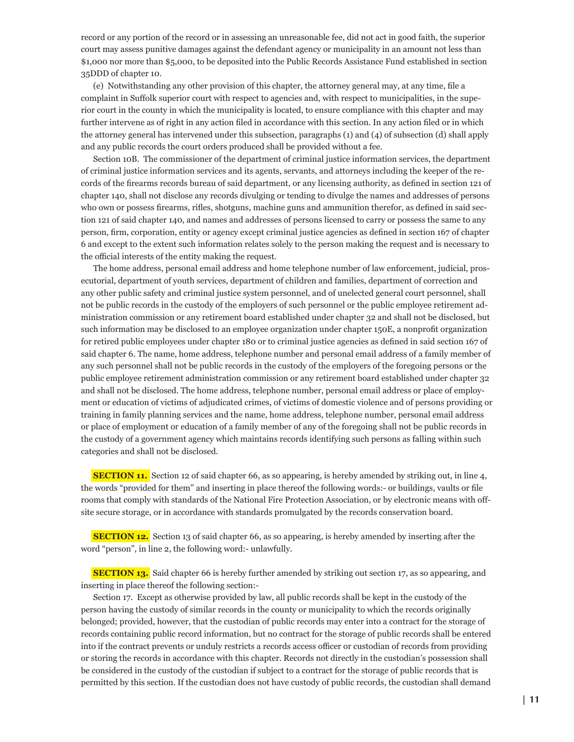record or any portion of the record or in assessing an unreasonable fee, did not act in good faith, the superior court may assess punitive damages against the defendant agency or municipality in an amount not less than $1,000 nor more than $5,000, to be deposited into the Public Records Assistance Fund established in section 35DDD of chapter 10.

(e) Notwithstanding any other provision of this chapter, the attorney general may, at any time, file a complaint in Suffolk superior court with respect to agencies and, with respect to municipalities, in the superior court in the county in which the municipality is located, to ensure compliance with this chapter and may further intervene as of right in any action filed in accordance with this section. In any action filed or in which the attorney general has intervened under this subsection, paragraphs (1) and (4) of subsection (d) shall apply and any public records the court orders produced shall be provided without a fee.

Section 10B. The commissioner of the department of criminal justice information services, the department of criminal justice information services and its agents, servants, and attorneys including the keeper of the records of the firearms records bureau of said department, or any licensing authority, as defined in section 121 of chapter 140, shall not disclose any records divulging or tending to divulge the names and addresses of persons who own or possess firearms, rifles, shotguns, machine guns and ammunition therefor, as defined in said section 121 of said chapter 140, and names and addresses of persons licensed to carry or possess the same to any person, firm, corporation, entity or agency except criminal justice agencies as defined in section 167 of chapter 6 and except to the extent such information relates solely to the person making the request and is necessary to the official interests of the entity making the request.

The home address, personal email address and home telephone number of law enforcement, judicial, prosecutorial, department of youth services, department of children and families, department of correction and any other public safety and criminal justice system personnel, and of unelected general court personnel, shall not be public records in the custody of the employers of such personnel or the public employee retirement administration commission or any retirement board established under chapter 32 and shall not be disclosed, but such information may be disclosed to an employee organization under chapter 150E, a nonprofit organization for retired public employees under chapter 180 or to criminal justice agencies as defined in said section 167 of said chapter 6. The name, home address, telephone number and personal email address of a family member of any such personnel shall not be public records in the custody of the employers of the foregoing persons or the public employee retirement administration commission or any retirement board established under chapter 32 and shall not be disclosed. The home address, telephone number, personal email address or place of employment or education of victims of adjudicated crimes, of victims of domestic violence and of persons providing or training in family planning services and the name, home address, telephone number, personal email address or place of employment or education of a family member of any of the foregoing shall not be public records in the custody of a government agency which maintains records identifying such persons as falling within such categories and shall not be disclosed.

**SECTION 11.** Section 12 of said chapter 66, as so appearing, is hereby amended by striking out, in line 4, the words "provided for them" and inserting in place thereof the following words:- or buildings, vaults or file rooms that comply with standards of the National Fire Protection Association, or by electronic means with off-site secure storage, or in accordance with standards promulgated by the records conservation board.

**SECTION 12.** Section 13 of said chapter 66, as so appearing, is hereby amended by inserting after the word "person", in line 2, the following word:- unlawfully.

**SECTION 13.** Said chapter 66 is hereby further amended by striking out section 17, as so appearing, and inserting in place thereof the following section:-

Section 17. Except as otherwise provided by law, all public records shall be kept in the custody of the person having the custody of similar records in the county or municipality to which the records originally belonged; provided, however, that the custodian of public records may enter into a contract for the storage of records containing public record information, but no contract for the storage of public records shall be entered into if the contract prevents or unduly restricts a records access officer or custodian of records from providing or storing the records in accordance with this chapter. Records not directly in the custodian's possession shall be considered in the custody of the custodian if subject to a contract for the storage of public records that is permitted by this section. If the custodian does not have custody of public records, the custodian shall demand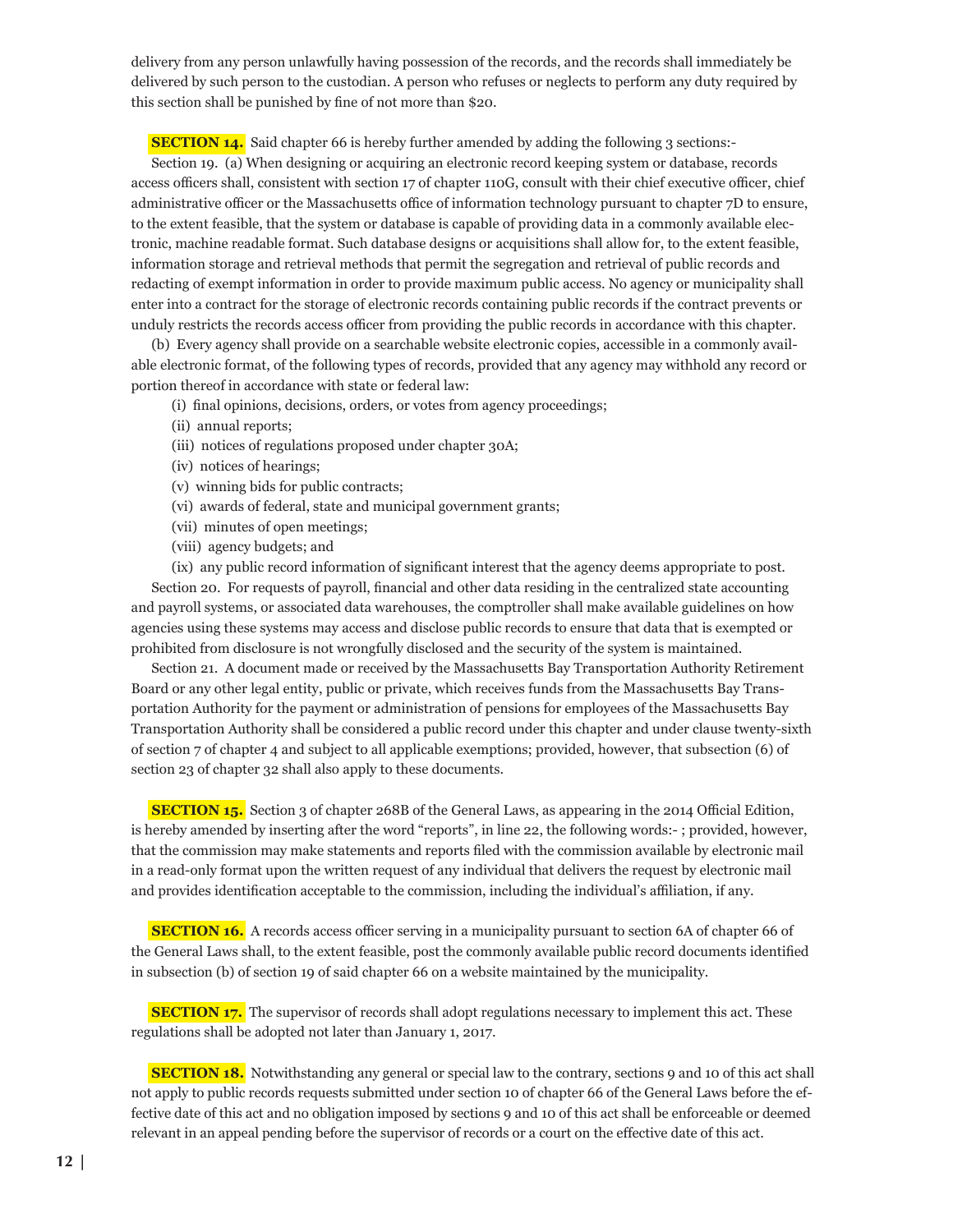delivery from any person unlawfully having possession of the records, and the records shall immediately be delivered by such person to the custodian. A person who refuses or neglects to perform any duty required by this section shall be punished by fine of not more than $20.

**SECTION 14.** Said chapter 66 is hereby further amended by adding the following 3 sections:-

Section 19. (a) When designing or acquiring an electronic record keeping system or database, records access officers shall, consistent with section 17 of chapter 110G, consult with their chief executive officer, chief administrative officer or the Massachusetts office of information technology pursuant to chapter 7D to ensure, to the extent feasible, that the system or database is capable of providing data in a commonly available electronic, machine readable format. Such database designs or acquisitions shall allow for, to the extent feasible, information storage and retrieval methods that permit the segregation and retrieval of public records and redacting of exempt information in order to provide maximum public access. No agency or municipality shall enter into a contract for the storage of electronic records containing public records if the contract prevents or unduly restricts the records access officer from providing the public records in accordance with this chapter.

(b) Every agency shall provide on a searchable website electronic copies, accessible in a commonly available electronic format, of the following types of records, provided that any agency may withhold any record or portion thereof in accordance with state or federal law:

(i) final opinions, decisions, orders, or votes from agency proceedings;

(ii) annual reports;

(iii) notices of regulations proposed under chapter 30A;

(iv) notices of hearings;

(v) winning bids for public contracts;

(vi) awards of federal, state and municipal government grants;

(vii) minutes of open meetings;

(viii) agency budgets; and

(ix) any public record information of significant interest that the agency deems appropriate to post.

Section 20. For requests of payroll, financial and other data residing in the centralized state accounting and payroll systems, or associated data warehouses, the comptroller shall make available guidelines on how agencies using these systems may access and disclose public records to ensure that data that is exempted or prohibited from disclosure is not wrongfully disclosed and the security of the system is maintained.

Section 21. A document made or received by the Massachusetts Bay Transportation Authority Retirement Board or any other legal entity, public or private, which receives funds from the Massachusetts Bay Transportation Authority for the payment or administration of pensions for employees of the Massachusetts Bay Transportation Authority shall be considered a public record under this chapter and under clause twenty-sixth of section 7 of chapter 4 and subject to all applicable exemptions; provided, however, that subsection (6) of section 23 of chapter 32 shall also apply to these documents.

**SECTION 15.** Section 3 of chapter 268B of the General Laws, as appearing in the 2014 Official Edition, is hereby amended by inserting after the word "reports", in line 22, the following words:- ; provided, however, that the commission may make statements and reports filed with the commission available by electronic mail in a read-only format upon the written request of any individual that delivers the request by electronic mail and provides identification acceptable to the commission, including the individual's affiliation, if any.

**SECTION 16.** A records access officer serving in a municipality pursuant to section 6A of chapter 66 of the General Laws shall, to the extent feasible, post the commonly available public record documents identified in subsection (b) of section 19 of said chapter 66 on a website maintained by the municipality.

**SECTION 17.** The supervisor of records shall adopt regulations necessary to implement this act. These regulations shall be adopted not later than January 1, 2017.

**SECTION 18.** Notwithstanding any general or special law to the contrary, sections 9 and 10 of this act shall not apply to public records requests submitted under section 10 of chapter 66 of the General Laws before the effective date of this act and no obligation imposed by sections 9 and 10 of this act shall be enforceable or deemed relevant in an appeal pending before the supervisor of records or a court on the effective date of this act.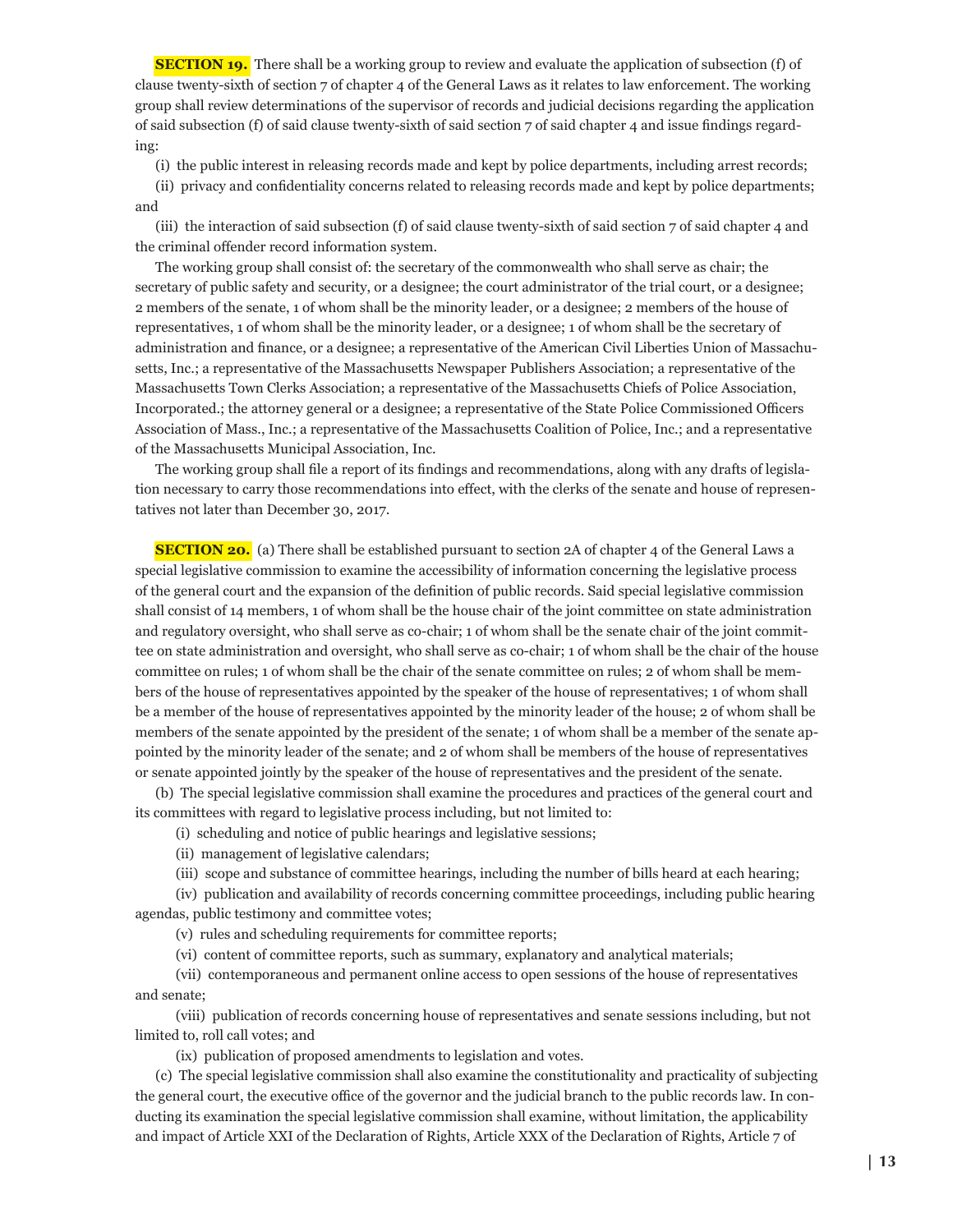**SECTION 19.** There shall be a working group to review and evaluate the application of subsection (f) of clause twenty-sixth of section 7 of chapter 4 of the General Laws as it relates to law enforcement. The working group shall review determinations of the supervisor of records and judicial decisions regarding the application of said subsection (f) of said clause twenty-sixth of said section 7 of said chapter 4 and issue findings regarding:

(i) the public interest in releasing records made and kept by police departments, including arrest records;

(ii) privacy and confidentiality concerns related to releasing records made and kept by police departments; and

(iii) the interaction of said subsection (f) of said clause twenty-sixth of said section 7 of said chapter 4 and the criminal offender record information system.

The working group shall consist of: the secretary of the commonwealth who shall serve as chair; the secretary of public safety and security, or a designee; the court administrator of the trial court, or a designee; 2 members of the senate, 1 of whom shall be the minority leader, or a designee; 2 members of the house of representatives, 1 of whom shall be the minority leader, or a designee; 1 of whom shall be the secretary of administration and finance, or a designee; a representative of the American Civil Liberties Union of Massachusetts, Inc.; a representative of the Massachusetts Newspaper Publishers Association; a representative of the Massachusetts Town Clerks Association; a representative of the Massachusetts Chiefs of Police Association, Incorporated.; the attorney general or a designee; a representative of the State Police Commissioned Officers Association of Mass., Inc.; a representative of the Massachusetts Coalition of Police, Inc.; and a representative of the Massachusetts Municipal Association, Inc.

The working group shall file a report of its findings and recommendations, along with any drafts of legislation necessary to carry those recommendations into effect, with the clerks of the senate and house of representatives not later than December 30, 2017.

**SECTION 20.** (a) There shall be established pursuant to section 2A of chapter 4 of the General Laws a special legislative commission to examine the accessibility of information concerning the legislative process of the general court and the expansion of the definition of public records. Said special legislative commission shall consist of 14 members, 1 of whom shall be the house chair of the joint committee on state administration and regulatory oversight, who shall serve as co-chair; 1 of whom shall be the senate chair of the joint committee on state administration and oversight, who shall serve as co-chair; 1 of whom shall be the chair of the house committee on rules; 1 of whom shall be the chair of the senate committee on rules; 2 of whom shall be members of the house of representatives appointed by the speaker of the house of representatives; 1 of whom shall be a member of the house of representatives appointed by the minority leader of the house; 2 of whom shall be members of the senate appointed by the president of the senate; 1 of whom shall be a member of the senate appointed by the minority leader of the senate; and 2 of whom shall be members of the house of representatives or senate appointed jointly by the speaker of the house of representatives and the president of the senate.

(b) The special legislative commission shall examine the procedures and practices of the general court and its committees with regard to legislative process including, but not limited to:

(i) scheduling and notice of public hearings and legislative sessions;

(ii) management of legislative calendars;

(iii) scope and substance of committee hearings, including the number of bills heard at each hearing;

(iv) publication and availability of records concerning committee proceedings, including public hearing agendas, public testimony and committee votes;

(v) rules and scheduling requirements for committee reports;

(vi) content of committee reports, such as summary, explanatory and analytical materials;

(vii) contemporaneous and permanent online access to open sessions of the house of representatives and senate;

(viii) publication of records concerning house of representatives and senate sessions including, but not limited to, roll call votes; and

(ix) publication of proposed amendments to legislation and votes.

(c) The special legislative commission shall also examine the constitutionality and practicality of subjecting the general court, the executive office of the governor and the judicial branch to the public records law. In conducting its examination the special legislative commission shall examine, without limitation, the applicability and impact of Article XXI of the Declaration of Rights, Article XXX of the Declaration of Rights, Article 7 of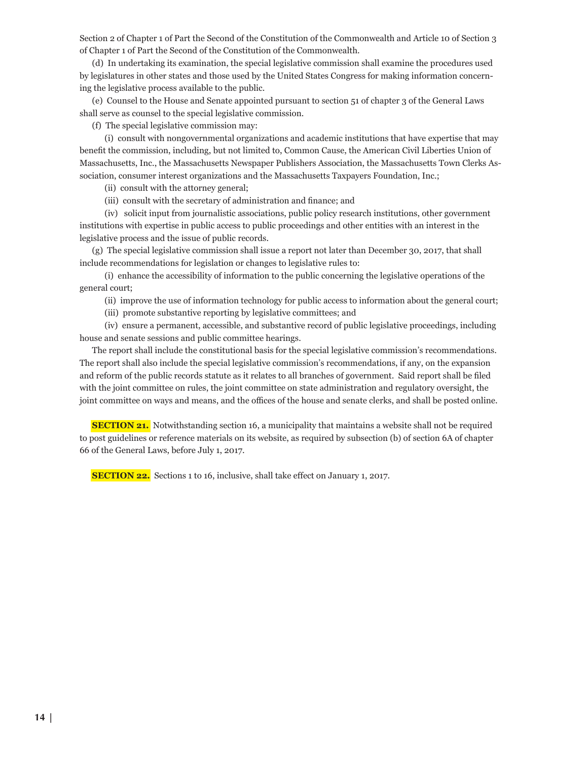Section 2 of Chapter 1 of Part the Second of the Constitution of the Commonwealth and Article 10 of Section 3 of Chapter 1 of Part the Second of the Constitution of the Commonwealth.

(d) In undertaking its examination, the special legislative commission shall examine the procedures used by legislatures in other states and those used by the United States Congress for making information concerning the legislative process available to the public.

(e) Counsel to the House and Senate appointed pursuant to section 51 of chapter 3 of the General Laws shall serve as counsel to the special legislative commission.

(f) The special legislative commission may:

(i) consult with nongovernmental organizations and academic institutions that have expertise that may benefit the commission, including, but not limited to, Common Cause, the American Civil Liberties Union of Massachusetts, Inc., the Massachusetts Newspaper Publishers Association, the Massachusetts Town Clerks Association, consumer interest organizations and the Massachusetts Taxpayers Foundation, Inc.;

(ii) consult with the attorney general;

(iii) consult with the secretary of administration and finance; and

(iv) solicit input from journalistic associations, public policy research institutions, other government institutions with expertise in public access to public proceedings and other entities with an interest in the legislative process and the issue of public records.

(g) The special legislative commission shall issue a report not later than December 30, 2017, that shall include recommendations for legislation or changes to legislative rules to:

(i) enhance the accessibility of information to the public concerning the legislative operations of the general court;

(ii) improve the use of information technology for public access to information about the general court;

(iii) promote substantive reporting by legislative committees; and

(iv) ensure a permanent, accessible, and substantive record of public legislative proceedings, including house and senate sessions and public committee hearings.

The report shall include the constitutional basis for the special legislative commission's recommendations. The report shall also include the special legislative commission's recommendations, if any, on the expansion and reform of the public records statute as it relates to all branches of government. Said report shall be filed with the joint committee on rules, the joint committee on state administration and regulatory oversight, the joint committee on ways and means, and the offices of the house and senate clerks, and shall be posted online.

**SECTION 21.** Notwithstanding section 16, a municipality that maintains a website shall not be required to post guidelines or reference materials on its website, as required by subsection (b) of section 6A of chapter 66 of the General Laws, before July 1, 2017.

**SECTION 22.** Sections 1 to 16, inclusive, shall take effect on January 1, 2017.